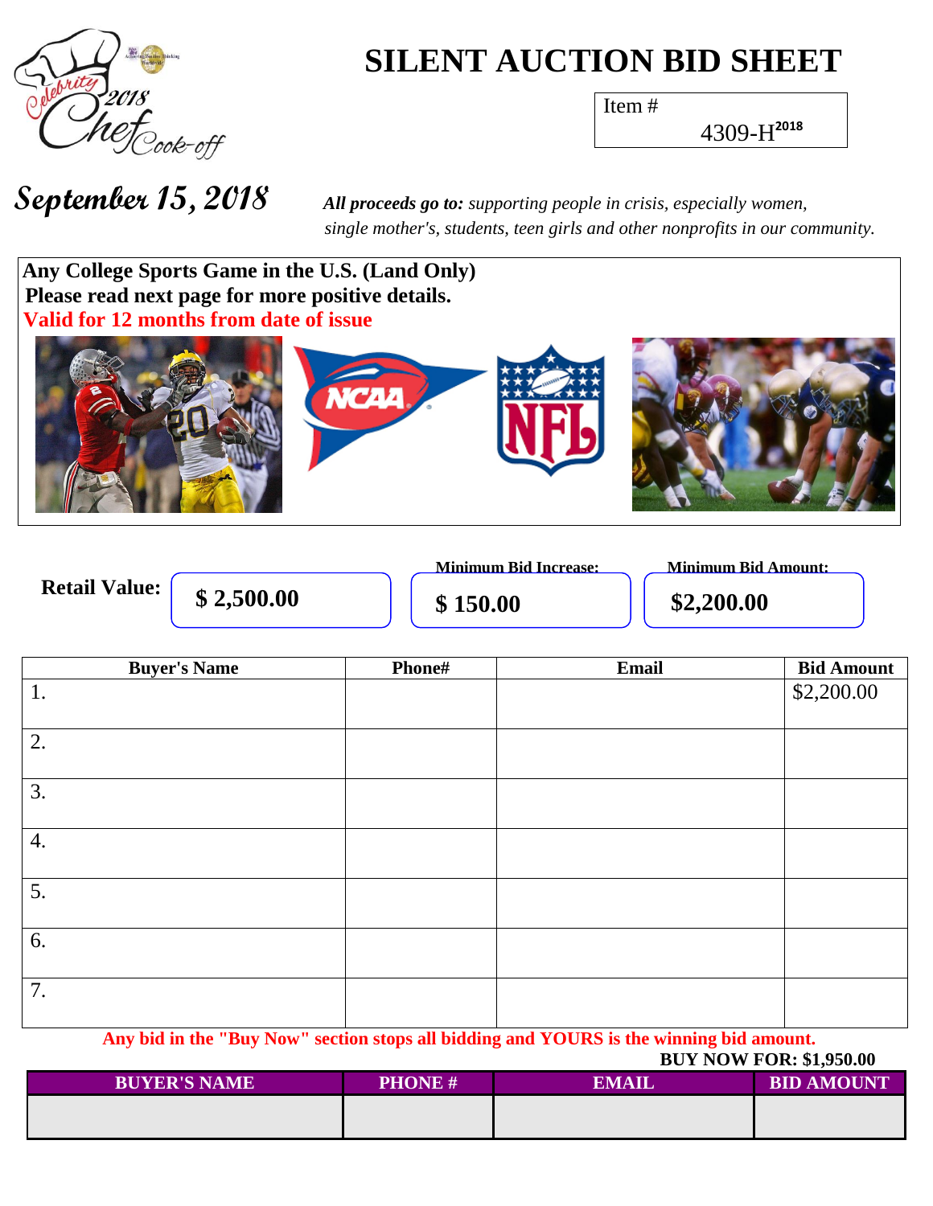# SILENT AUCTION BID SHEET

Celebrity Chef Cook-off 2018

Item #
4309-H[2018]

**September 15, 2018**

***All proceeds go to:*** *supporting people in crisis, especially women, single mother's, students, teen girls and other nonprofits in our community.*

**Any College Sports Game in the U.S. (Land Only)**
**Please read next page for more positive details.**
**Valid for 12 months from date of issue**

**Retail Value:** **$ 2,500.00**

**Minimum Bid Increase:** **$ 150.00**

**Minimum Bid Amount:** **$2,200.00**

| Buyer's Name | Phone# | Email | Bid Amount |
|---|---|---|---|
| 1. | | | $2,200.00 |
| 2. | | | |
| 3. | | | |
| 4. | | | |
| 5. | | | |
| 6. | | | |
| 7. | | | |

**Any bid in the "Buy Now" section stops all bidding and YOURS is the winning bid amount.**

**BUY NOW FOR: $1,950.00**

| BUYER'S NAME | PHONE # | EMAIL | BID AMOUNT |
|---|---|---|---|
| | | | |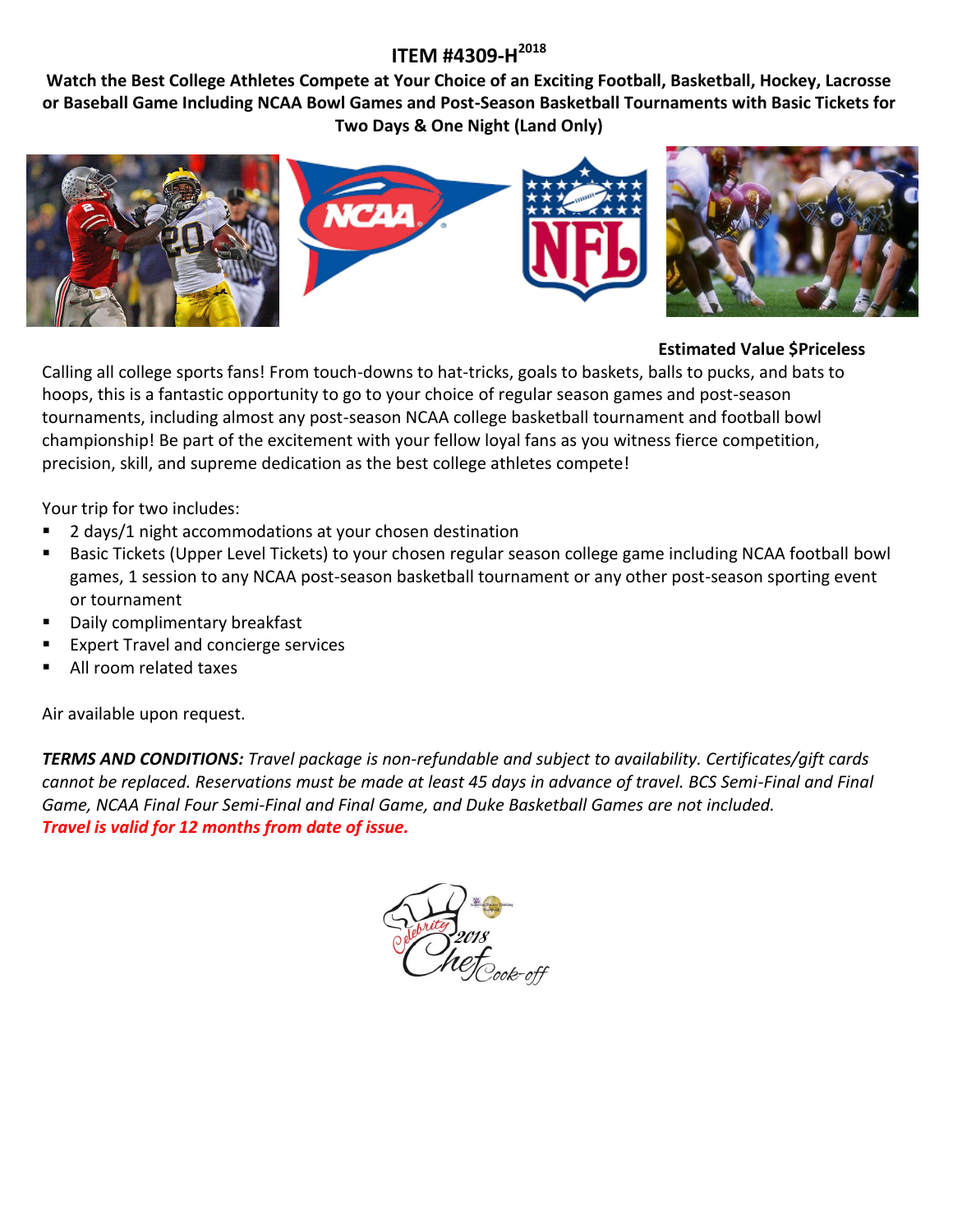# ITEM #4309-H[2018]

**Watch the Best College Athletes Compete at Your Choice of an Exciting Football, Basketball, Hockey, Lacrosse or Baseball Game Including NCAA Bowl Games and Post-Season Basketball Tournaments with Basic Tickets for Two Days & One Night (Land Only)**

**Estimated Value $Priceless**

Calling all college sports fans! From touch-downs to hat-tricks, goals to baskets, balls to pucks, and bats to hoops, this is a fantastic opportunity to go to your choice of regular season games and post-season tournaments, including almost any post-season NCAA college basketball tournament and football bowl championship! Be part of the excitement with your fellow loyal fans as you witness fierce competition, precision, skill, and supreme dedication as the best college athletes compete!

Your trip for two includes:

- 2 days/1 night accommodations at your chosen destination
- Basic Tickets (Upper Level Tickets) to your chosen regular season college game including NCAA football bowl games, 1 session to any NCAA post-season basketball tournament or any other post-season sporting event or tournament
- Daily complimentary breakfast
- Expert Travel and concierge services
- All room related taxes

Air available upon request.

***TERMS AND CONDITIONS:*** *Travel package is non-refundable and subject to availability. Certificates/gift cards cannot be replaced. Reservations must be made at least 45 days in advance of travel. BCS Semi-Final and Final Game, NCAA Final Four Semi-Final and Final Game, and Duke Basketball Games are not included.*
***Travel is valid for 12 months from date of issue.***

Celebrity 2018 Chef Cook-off